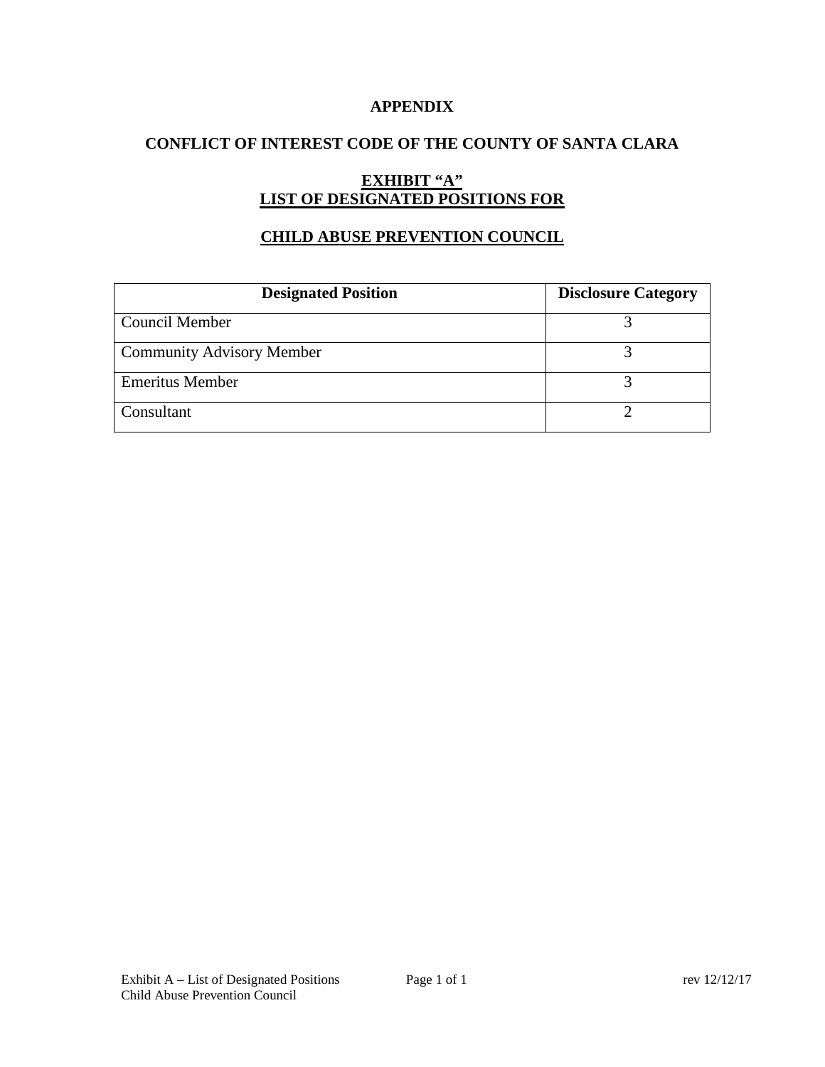# APPENDIX

## CONFLICT OF INTEREST CODE OF THE COUNTY OF SANTA CLARA

### EXHIBIT "A"
### LIST OF DESIGNATED POSITIONS FOR

### CHILD ABUSE PREVENTION COUNCIL

| Designated Position | Disclosure Category |
|---|---|
| Council Member | 3 |
| Community Advisory Member | 3 |
| Emeritus Member | 3 |
| Consultant | 2 |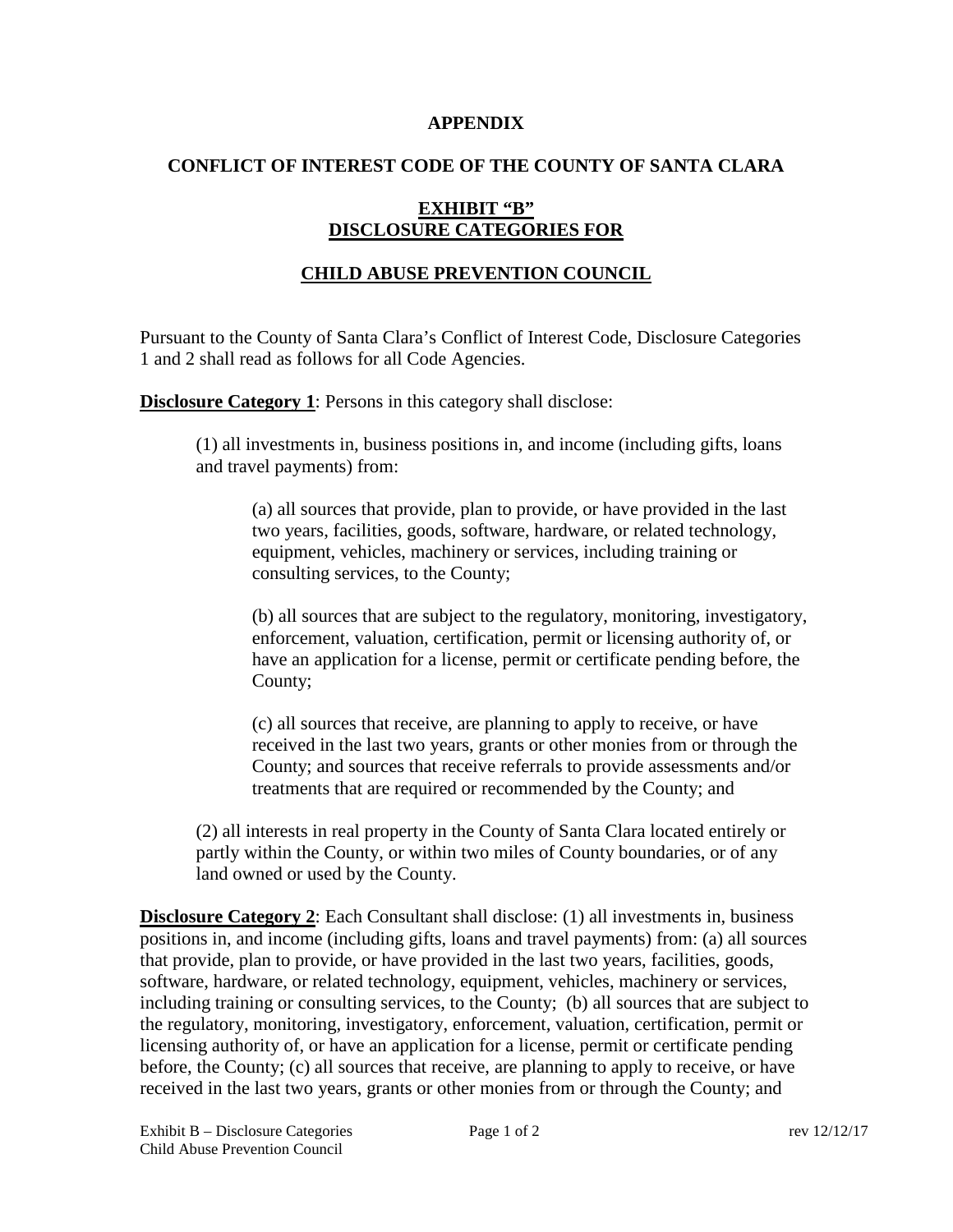**APPENDIX**

**CONFLICT OF INTEREST CODE OF THE COUNTY OF SANTA CLARA**

**EXHIBIT "B"**
**DISCLOSURE CATEGORIES FOR**

**CHILD ABUSE PREVENTION COUNCIL**

Pursuant to the County of Santa Clara's Conflict of Interest Code, Disclosure Categories 1 and 2 shall read as follows for all Code Agencies.

**Disclosure Category 1**: Persons in this category shall disclose:

> (1) all investments in, business positions in, and income (including gifts, loans and travel payments) from:
>
> > (a) all sources that provide, plan to provide, or have provided in the last two years, facilities, goods, software, hardware, or related technology, equipment, vehicles, machinery or services, including training or consulting services, to the County;
> >
> > (b) all sources that are subject to the regulatory, monitoring, investigatory, enforcement, valuation, certification, permit or licensing authority of, or have an application for a license, permit or certificate pending before, the County;
> >
> > (c) all sources that receive, are planning to apply to receive, or have received in the last two years, grants or other monies from or through the County; and sources that receive referrals to provide assessments and/or treatments that are required or recommended by the County; and
>
> (2) all interests in real property in the County of Santa Clara located entirely or partly within the County, or within two miles of County boundaries, or of any land owned or used by the County.

**Disclosure Category 2**: Each Consultant shall disclose: (1) all investments in, business positions in, and income (including gifts, loans and travel payments) from: (a) all sources that provide, plan to provide, or have provided in the last two years, facilities, goods, software, hardware, or related technology, equipment, vehicles, machinery or services, including training or consulting services, to the County; (b) all sources that are subject to the regulatory, monitoring, investigatory, enforcement, valuation, certification, permit or licensing authority of, or have an application for a license, permit or certificate pending before, the County; (c) all sources that receive, are planning to apply to receive, or have received in the last two years, grants or other monies from or through the County; and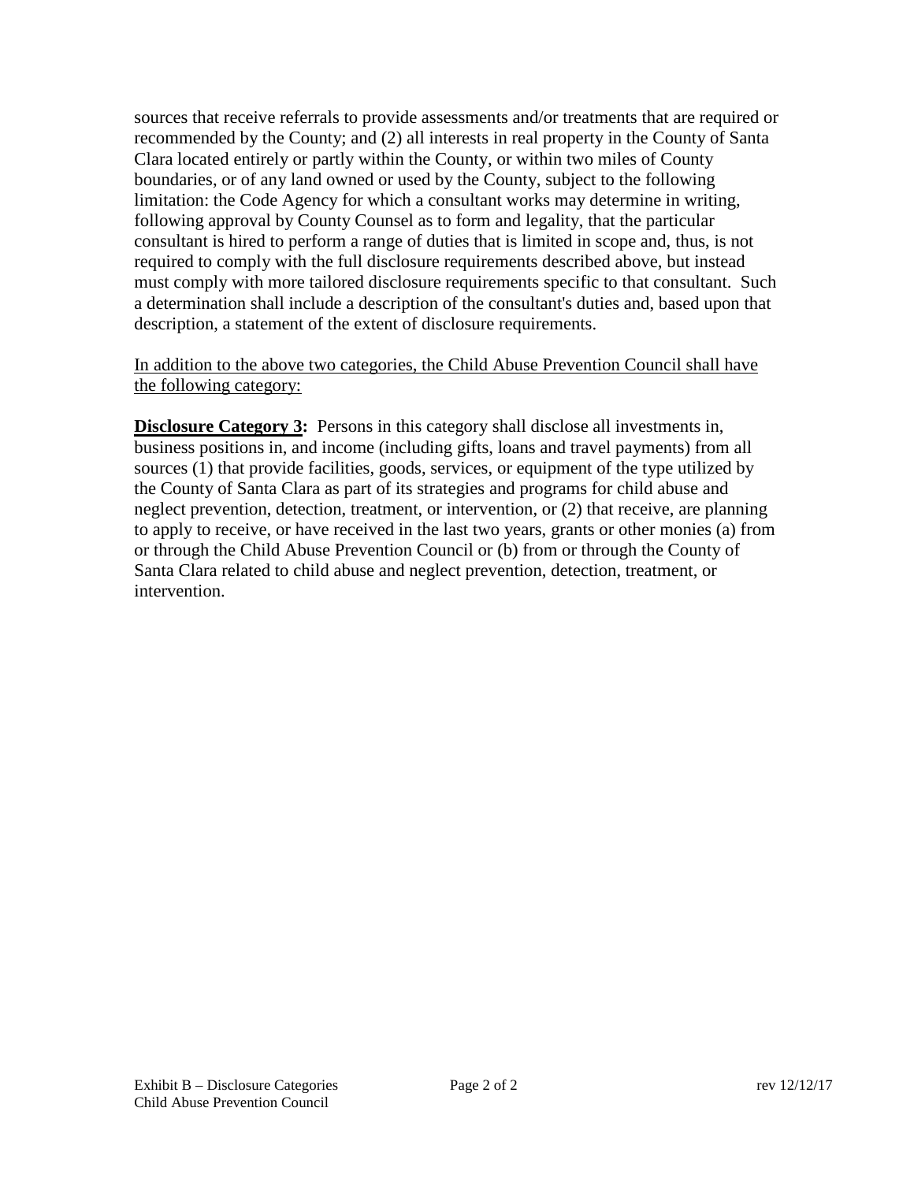sources that receive referrals to provide assessments and/or treatments that are required or recommended by the County; and (2) all interests in real property in the County of Santa Clara located entirely or partly within the County, or within two miles of County boundaries, or of any land owned or used by the County, subject to the following limitation: the Code Agency for which a consultant works may determine in writing, following approval by County Counsel as to form and legality, that the particular consultant is hired to perform a range of duties that is limited in scope and, thus, is not required to comply with the full disclosure requirements described above, but instead must comply with more tailored disclosure requirements specific to that consultant. Such a determination shall include a description of the consultant's duties and, based upon that description, a statement of the extent of disclosure requirements.

<u>In addition to the above two categories, the Child Abuse Prevention Council shall have the following category:</u>

**<u>Disclosure Category 3:</u>** Persons in this category shall disclose all investments in, business positions in, and income (including gifts, loans and travel payments) from all sources (1) that provide facilities, goods, services, or equipment of the type utilized by the County of Santa Clara as part of its strategies and programs for child abuse and neglect prevention, detection, treatment, or intervention, or (2) that receive, are planning to apply to receive, or have received in the last two years, grants or other monies (a) from or through the Child Abuse Prevention Council or (b) from or through the County of Santa Clara related to child abuse and neglect prevention, detection, treatment, or intervention.